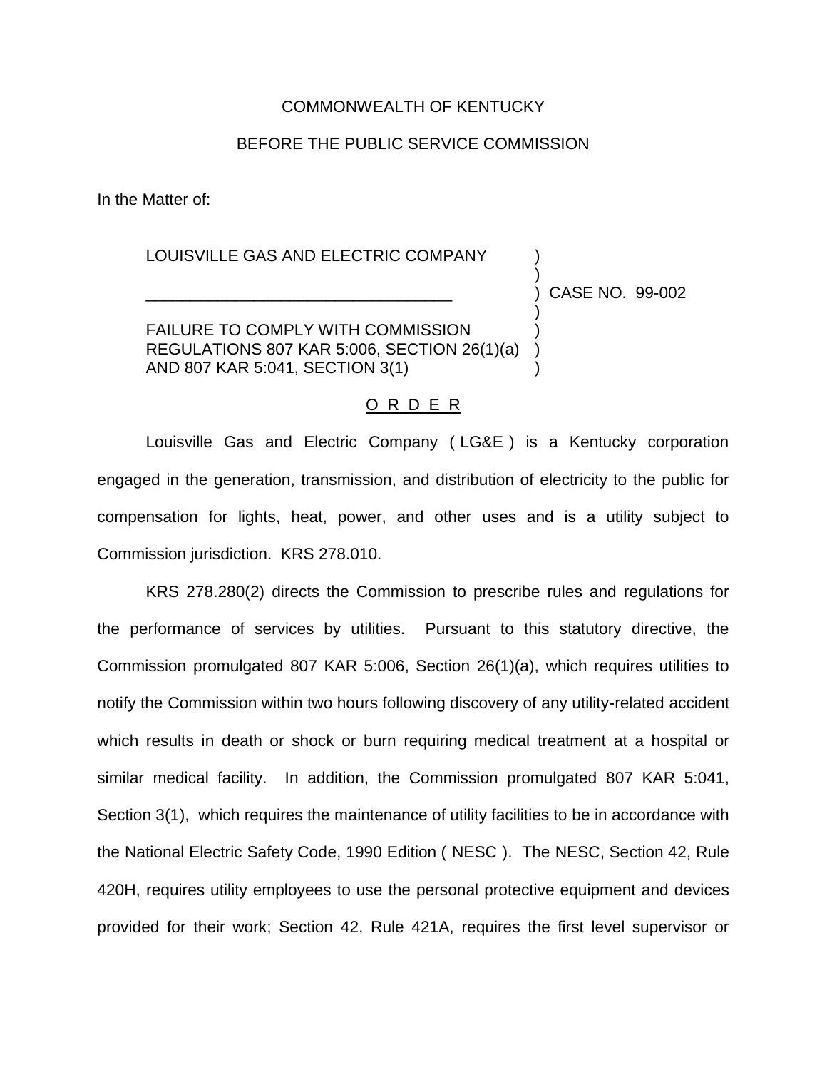COMMONWEALTH OF KENTUCKY

BEFORE THE PUBLIC SERVICE COMMISSION

In the Matter of:

| | |
|---|---|
| LOUISVILLE GAS AND ELECTRIC COMPANY | ) |
| | ) |
| ___________________________________ | ) CASE NO. 99-002 |
| | ) |
| FAILURE TO COMPLY WITH COMMISSION REGULATIONS 807 KAR 5:006, SECTION 26(1)(a) AND 807 KAR 5:041, SECTION 3(1) | ) |

## O R D E R

Louisville Gas and Electric Company ( LG&E ) is a Kentucky corporation engaged in the generation, transmission, and distribution of electricity to the public for compensation for lights, heat, power, and other uses and is a utility subject to Commission jurisdiction. KRS 278.010.

KRS 278.280(2) directs the Commission to prescribe rules and regulations for the performance of services by utilities. Pursuant to this statutory directive, the Commission promulgated 807 KAR 5:006, Section 26(1)(a), which requires utilities to notify the Commission within two hours following discovery of any utility-related accident which results in death or shock or burn requiring medical treatment at a hospital or similar medical facility. In addition, the Commission promulgated 807 KAR 5:041, Section 3(1), which requires the maintenance of utility facilities to be in accordance with the National Electric Safety Code, 1990 Edition ( NESC ). The NESC, Section 42, Rule 420H, requires utility employees to use the personal protective equipment and devices provided for their work; Section 42, Rule 421A, requires the first level supervisor or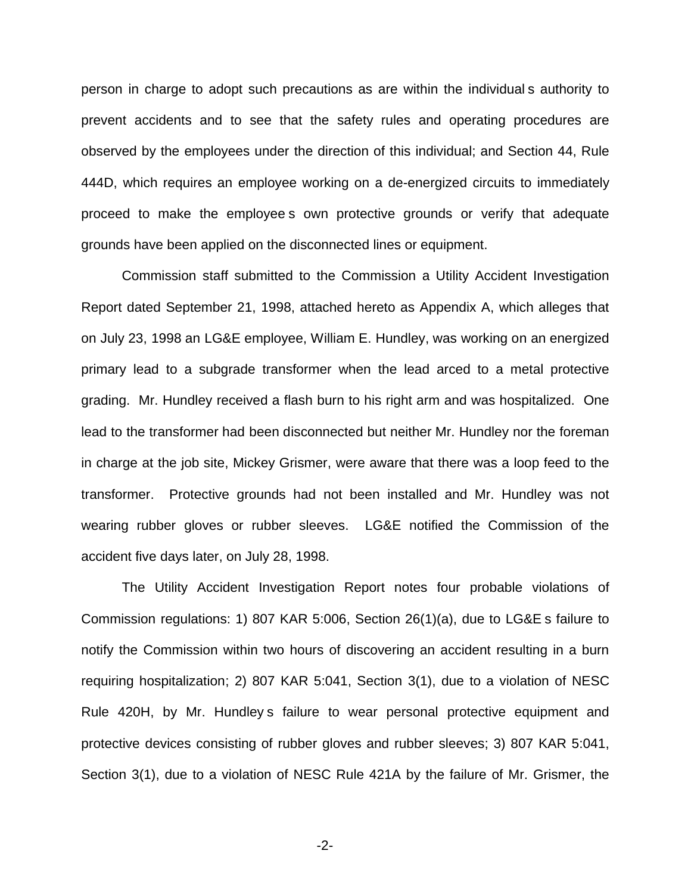person in charge to adopt such precautions as are within the individual s authority to prevent accidents and to see that the safety rules and operating procedures are observed by the employees under the direction of this individual; and Section 44, Rule 444D, which requires an employee working on a de-energized circuits to immediately proceed to make the employee s own protective grounds or verify that adequate grounds have been applied on the disconnected lines or equipment.

Commission staff submitted to the Commission a Utility Accident Investigation Report dated September 21, 1998, attached hereto as Appendix A, which alleges that on July 23, 1998 an LG&E employee, William E. Hundley, was working on an energized primary lead to a subgrade transformer when the lead arced to a metal protective grading. Mr. Hundley received a flash burn to his right arm and was hospitalized. One lead to the transformer had been disconnected but neither Mr. Hundley nor the foreman in charge at the job site, Mickey Grismer, were aware that there was a loop feed to the transformer. Protective grounds had not been installed and Mr. Hundley was not wearing rubber gloves or rubber sleeves. LG&E notified the Commission of the accident five days later, on July 28, 1998.

The Utility Accident Investigation Report notes four probable violations of Commission regulations: 1) 807 KAR 5:006, Section 26(1)(a), due to LG&E s failure to notify the Commission within two hours of discovering an accident resulting in a burn requiring hospitalization; 2) 807 KAR 5:041, Section 3(1), due to a violation of NESC Rule 420H, by Mr. Hundley s failure to wear personal protective equipment and protective devices consisting of rubber gloves and rubber sleeves; 3) 807 KAR 5:041, Section 3(1), due to a violation of NESC Rule 421A by the failure of Mr. Grismer, the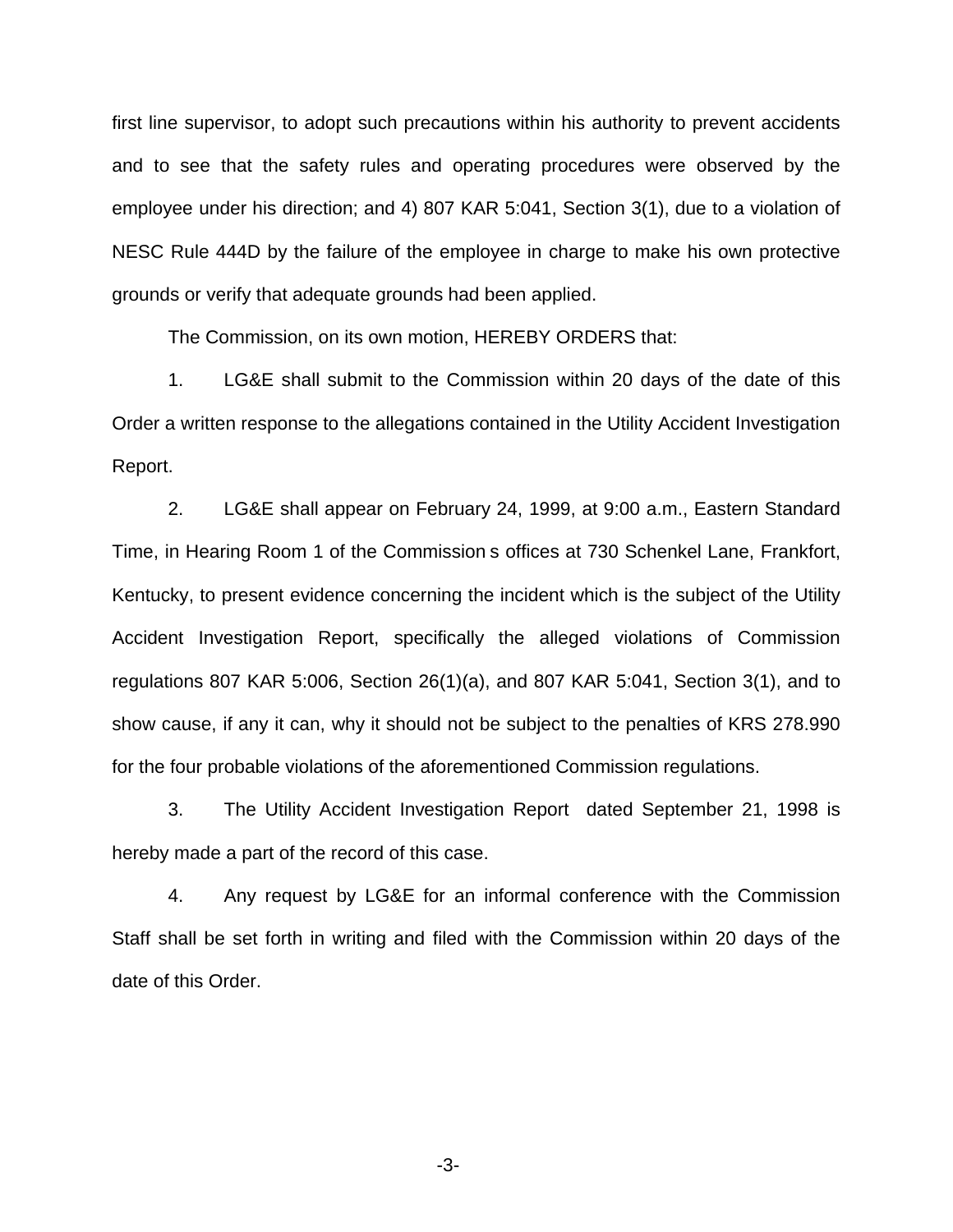first line supervisor, to adopt such precautions within his authority to prevent accidents and to see that the safety rules and operating procedures were observed by the employee under his direction; and 4) 807 KAR 5:041, Section 3(1), due to a violation of NESC Rule 444D by the failure of the employee in charge to make his own protective grounds or verify that adequate grounds had been applied.

The Commission, on its own motion, HEREBY ORDERS that:

1. LG&E shall submit to the Commission within 20 days of the date of this Order a written response to the allegations contained in the Utility Accident Investigation Report.

2. LG&E shall appear on February 24, 1999, at 9:00 a.m., Eastern Standard Time, in Hearing Room 1 of the Commission s offices at 730 Schenkel Lane, Frankfort, Kentucky, to present evidence concerning the incident which is the subject of the Utility Accident Investigation Report, specifically the alleged violations of Commission regulations 807 KAR 5:006, Section 26(1)(a), and 807 KAR 5:041, Section 3(1), and to show cause, if any it can, why it should not be subject to the penalties of KRS 278.990 for the four probable violations of the aforementioned Commission regulations.

3. The Utility Accident Investigation Report dated September 21, 1998 is hereby made a part of the record of this case.

4. Any request by LG&E for an informal conference with the Commission Staff shall be set forth in writing and filed with the Commission within 20 days of the date of this Order.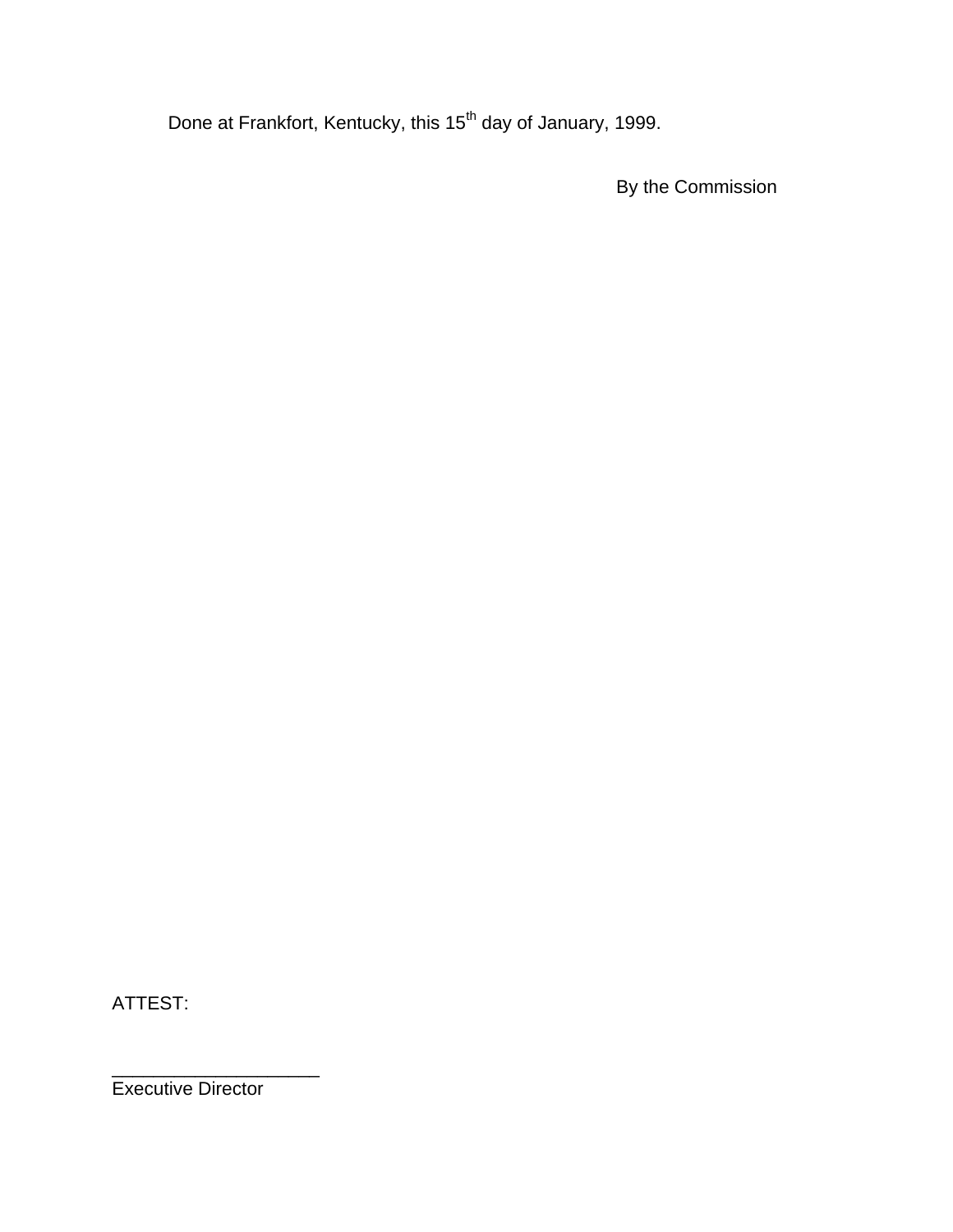Done at Frankfort, Kentucky, this 15th day of January, 1999.

By the Commission

ATTEST:

____________________
Executive Director